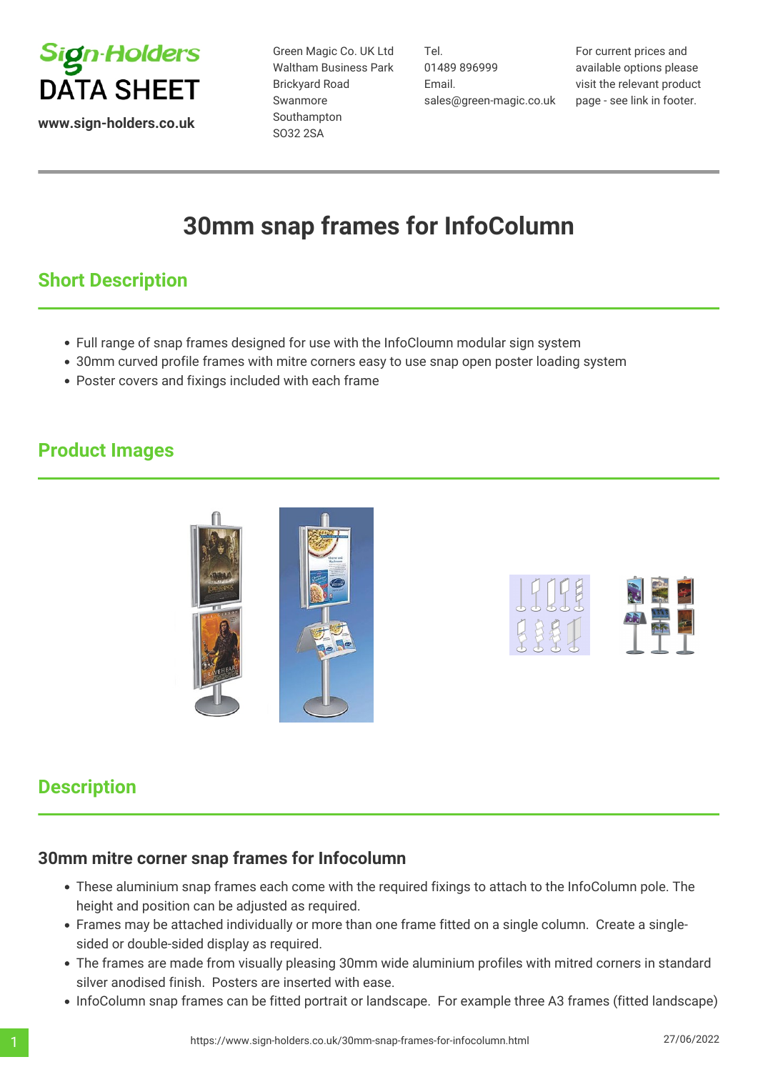Sign-Holders
DATA SHEET

www.sign-holders.co.uk

Green Magic Co. UK Ltd
Waltham Business Park
Brickyard Road
Swanmore
Southampton
SO32 2SA

Tel.
01489 896999
Email.
sales@green-magic.co.uk

For current prices and available options please visit the relevant product page - see link in footer.

# 30mm snap frames for InfoColumn

## Short Description

- Full range of snap frames designed for use with the InfoCloumn modular sign system
- 30mm curved profile frames with mitre corners easy to use snap open poster loading system
- Poster covers and fixings included with each frame

## Product Images

## Description

### 30mm mitre corner snap frames for Infocolumn

- These aluminium snap frames each come with the required fixings to attach to the InfoColumn pole. The height and position can be adjusted as required.
- Frames may be attached individually or more than one frame fitted on a single column. Create a single-sided or double-sided display as required.
- The frames are made from visually pleasing 30mm wide aluminium profiles with mitred corners in standard silver anodised finish. Posters are inserted with ease.
- InfoColumn snap frames can be fitted portrait or landscape. For example three A3 frames (fitted landscape)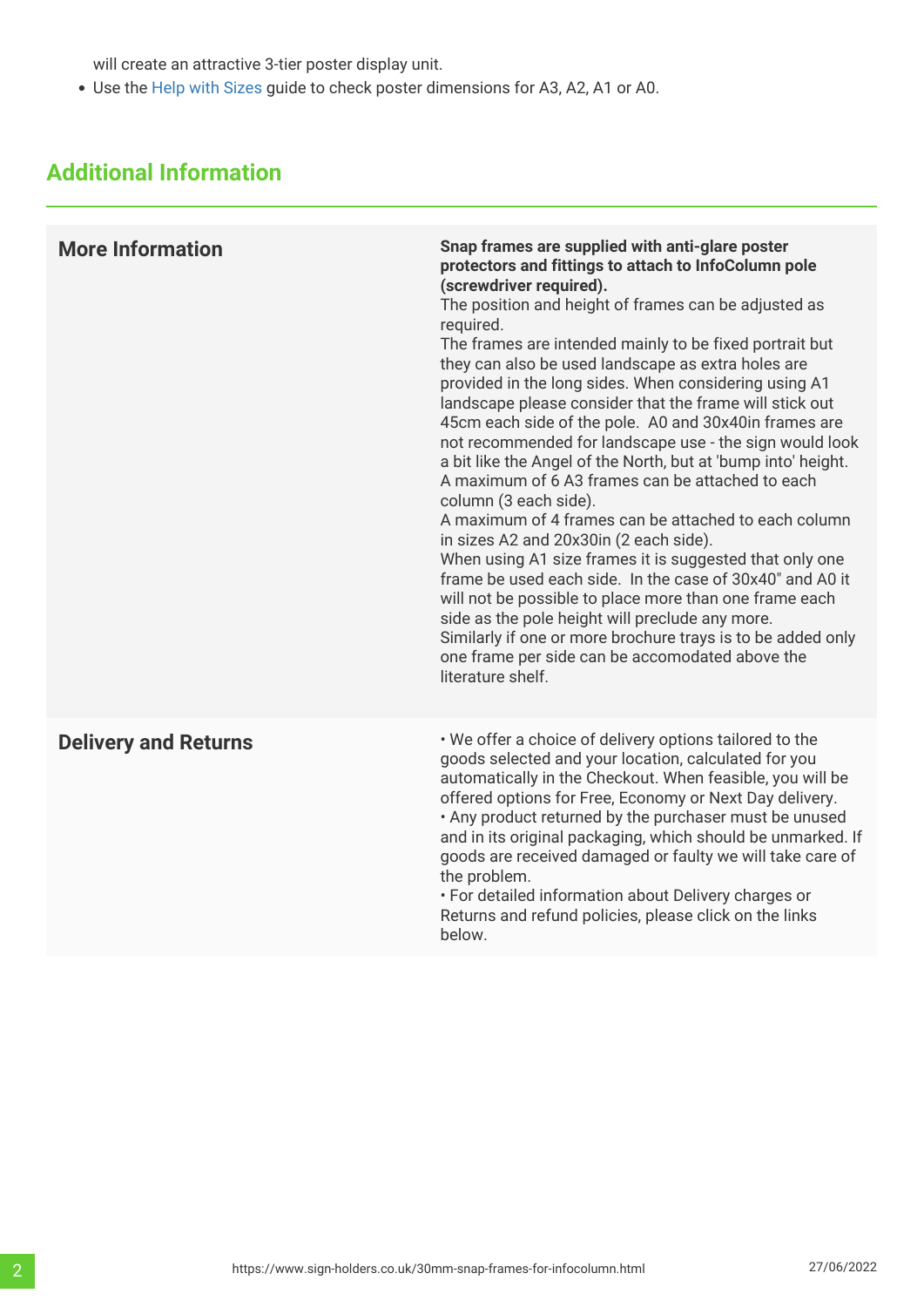will create an attractive 3-tier poster display unit.

- Use the Help with Sizes guide to check poster dimensions for A3, A2, A1 or A0.

## Additional Information

| | |
|---|---|
| **More Information** | **Snap frames are supplied with anti-glare poster protectors and fittings to attach to InfoColumn pole (screwdriver required).** The position and height of frames can be adjusted as required. The frames are intended mainly to be fixed portrait but they can also be used landscape as extra holes are provided in the long sides. When considering using A1 landscape please consider that the frame will stick out 45cm each side of the pole. A0 and 30x40in frames are not recommended for landscape use - the sign would look a bit like the Angel of the North, but at 'bump into' height. A maximum of 6 A3 frames can be attached to each column (3 each side). A maximum of 4 frames can be attached to each column in sizes A2 and 20x30in (2 each side). When using A1 size frames it is suggested that only one frame be used each side. In the case of 30x40" and A0 it will not be possible to place more than one frame each side as the pole height will preclude any more. Similarly if one or more brochure trays is to be added only one frame per side can be accomodated above the literature shelf. |
| **Delivery and Returns** | • We offer a choice of delivery options tailored to the goods selected and your location, calculated for you automatically in the Checkout. When feasible, you will be offered options for Free, Economy or Next Day delivery. • Any product returned by the purchaser must be unused and in its original packaging, which should be unmarked. If goods are received damaged or faulty we will take care of the problem. • For detailed information about Delivery charges or Returns and refund policies, please click on the links below. |